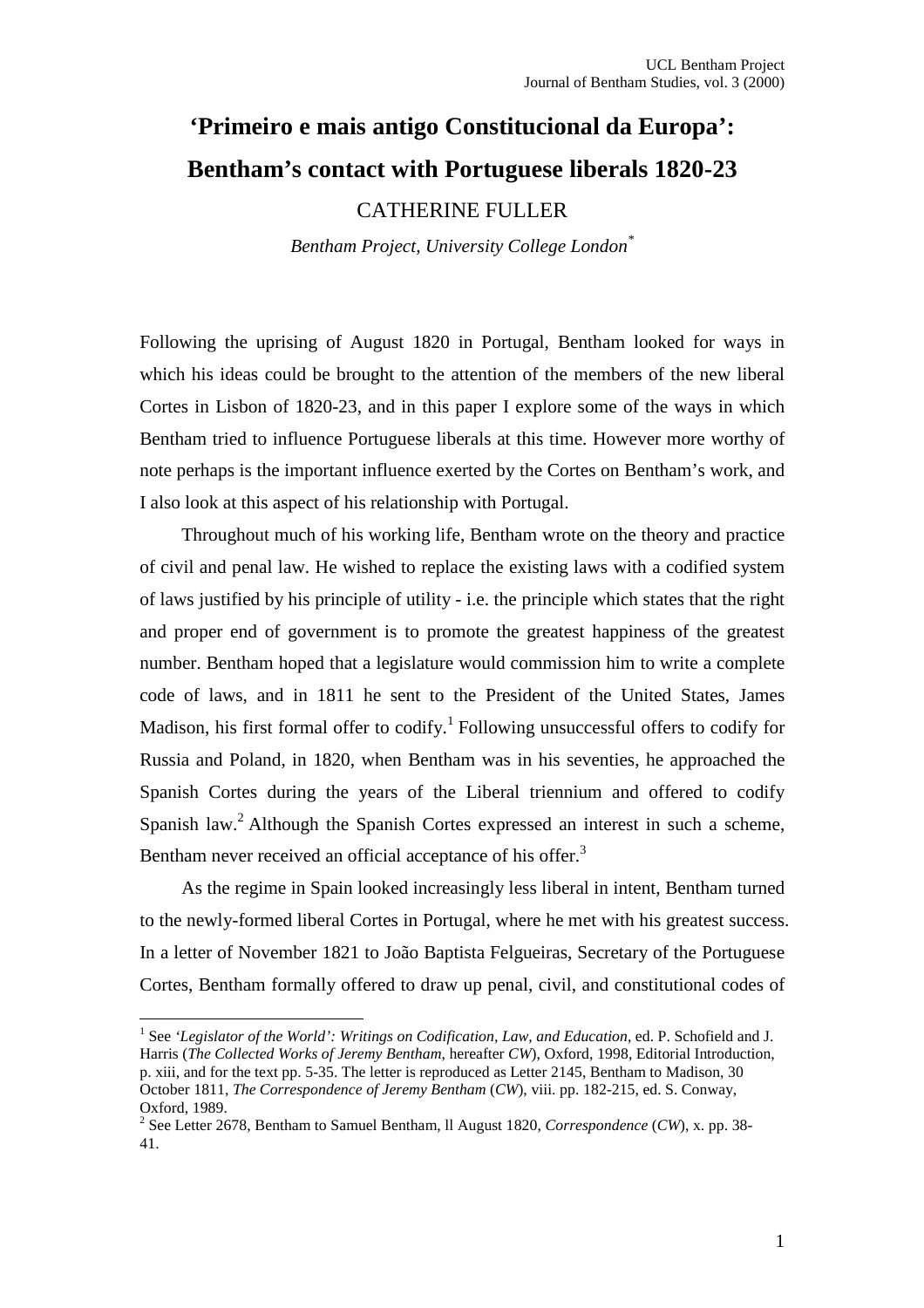# 'Primeiro e mais antigo Constitucional da Europa': Bentham's contact with Portuguese liberals 1820-23

CATHERINE FULLER

*Bentham Project, University College London*[*]

Following the uprising of August 1820 in Portugal, Bentham looked for ways in which his ideas could be brought to the attention of the members of the new liberal Cortes in Lisbon of 1820-23, and in this paper I explore some of the ways in which Bentham tried to influence Portuguese liberals at this time. However more worthy of note perhaps is the important influence exerted by the Cortes on Bentham's work, and I also look at this aspect of his relationship with Portugal.

Throughout much of his working life, Bentham wrote on the theory and practice of civil and penal law. He wished to replace the existing laws with a codified system of laws justified by his principle of utility - i.e. the principle which states that the right and proper end of government is to promote the greatest happiness of the greatest number. Bentham hoped that a legislature would commission him to write a complete code of laws, and in 1811 he sent to the President of the United States, James Madison, his first formal offer to codify.[1] Following unsuccessful offers to codify for Russia and Poland, in 1820, when Bentham was in his seventies, he approached the Spanish Cortes during the years of the Liberal triennium and offered to codify Spanish law.[2] Although the Spanish Cortes expressed an interest in such a scheme, Bentham never received an official acceptance of his offer.[3]

As the regime in Spain looked increasingly less liberal in intent, Bentham turned to the newly-formed liberal Cortes in Portugal, where he met with his greatest success. In a letter of November 1821 to João Baptista Felgueiras, Secretary of the Portuguese Cortes, Bentham formally offered to draw up penal, civil, and constitutional codes of

---

[1] See *'Legislator of the World': Writings on Codification, Law, and Education*, ed. P. Schofield and J. Harris (*The Collected Works of Jeremy Bentham*, hereafter *CW*), Oxford, 1998, Editorial Introduction, p. xiii, and for the text pp. 5-35. The letter is reproduced as Letter 2145, Bentham to Madison, 30 October 1811, *The Correspondence of Jeremy Bentham* (*CW*), viii. pp. 182-215, ed. S. Conway, Oxford, 1989.

[2] See Letter 2678, Bentham to Samuel Bentham, ll August 1820, *Correspondence* (*CW*), x. pp. 38-41.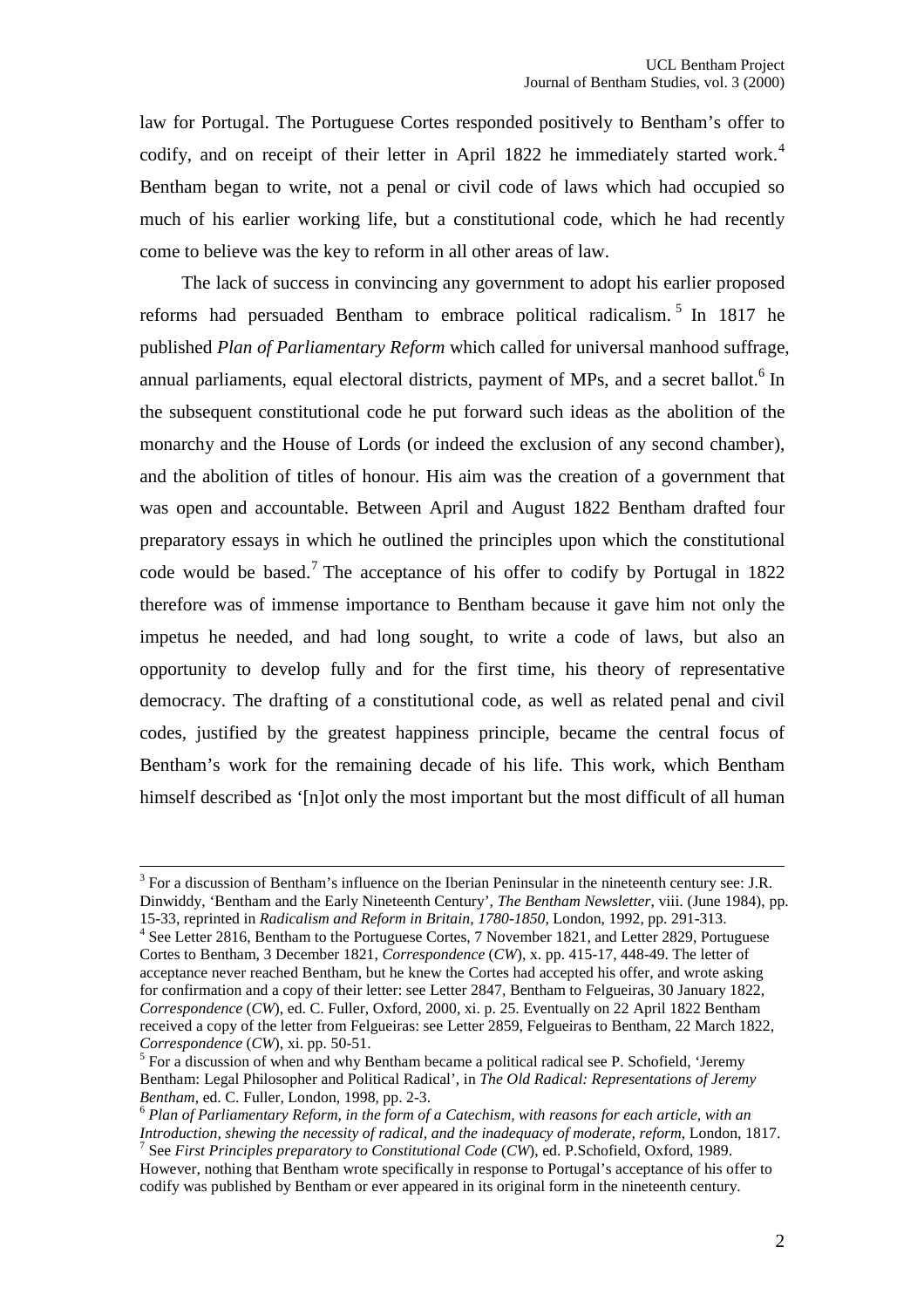law for Portugal. The Portuguese Cortes responded positively to Bentham's offer to codify, and on receipt of their letter in April 1822 he immediately started work.[4] Bentham began to write, not a penal or civil code of laws which had occupied so much of his earlier working life, but a constitutional code, which he had recently come to believe was the key to reform in all other areas of law.

The lack of success in convincing any government to adopt his earlier proposed reforms had persuaded Bentham to embrace political radicalism.[5] In 1817 he published *Plan of Parliamentary Reform* which called for universal manhood suffrage, annual parliaments, equal electoral districts, payment of MPs, and a secret ballot.[6] In the subsequent constitutional code he put forward such ideas as the abolition of the monarchy and the House of Lords (or indeed the exclusion of any second chamber), and the abolition of titles of honour. His aim was the creation of a government that was open and accountable. Between April and August 1822 Bentham drafted four preparatory essays in which he outlined the principles upon which the constitutional code would be based.[7] The acceptance of his offer to codify by Portugal in 1822 therefore was of immense importance to Bentham because it gave him not only the impetus he needed, and had long sought, to write a code of laws, but also an opportunity to develop fully and for the first time, his theory of representative democracy. The drafting of a constitutional code, as well as related penal and civil codes, justified by the greatest happiness principle, became the central focus of Bentham's work for the remaining decade of his life. This work, which Bentham himself described as '[n]ot only the most important but the most difficult of all human

---

[3] For a discussion of Bentham's influence on the Iberian Peninsular in the nineteenth century see: J.R. Dinwiddy, 'Bentham and the Early Nineteenth Century', *The Bentham Newsletter*, viii. (June 1984), pp. 15-33, reprinted in *Radicalism and Reform in Britain, 1780-1850*, London, 1992, pp. 291-313.

[4] See Letter 2816, Bentham to the Portuguese Cortes, 7 November 1821, and Letter 2829, Portuguese Cortes to Bentham, 3 December 1821, *Correspondence* (*CW*), x. pp. 415-17, 448-49. The letter of acceptance never reached Bentham, but he knew the Cortes had accepted his offer, and wrote asking for confirmation and a copy of their letter: see Letter 2847, Bentham to Felgueiras, 30 January 1822, *Correspondence* (*CW*), ed. C. Fuller, Oxford, 2000, xi. p. 25. Eventually on 22 April 1822 Bentham received a copy of the letter from Felgueiras: see Letter 2859, Felgueiras to Bentham, 22 March 1822, *Correspondence* (*CW*), xi. pp. 50-51.

[5] For a discussion of when and why Bentham became a political radical see P. Schofield, 'Jeremy Bentham: Legal Philosopher and Political Radical', in *The Old Radical: Representations of Jeremy Bentham*, ed. C. Fuller, London, 1998, pp. 2-3.

[6] *Plan of Parliamentary Reform, in the form of a Catechism, with reasons for each article, with an Introduction, shewing the necessity of radical, and the inadequacy of moderate, reform*, London, 1817.

[7] See *First Principles preparatory to Constitutional Code* (*CW*), ed. P.Schofield, Oxford, 1989. However, nothing that Bentham wrote specifically in response to Portugal's acceptance of his offer to codify was published by Bentham or ever appeared in its original form in the nineteenth century.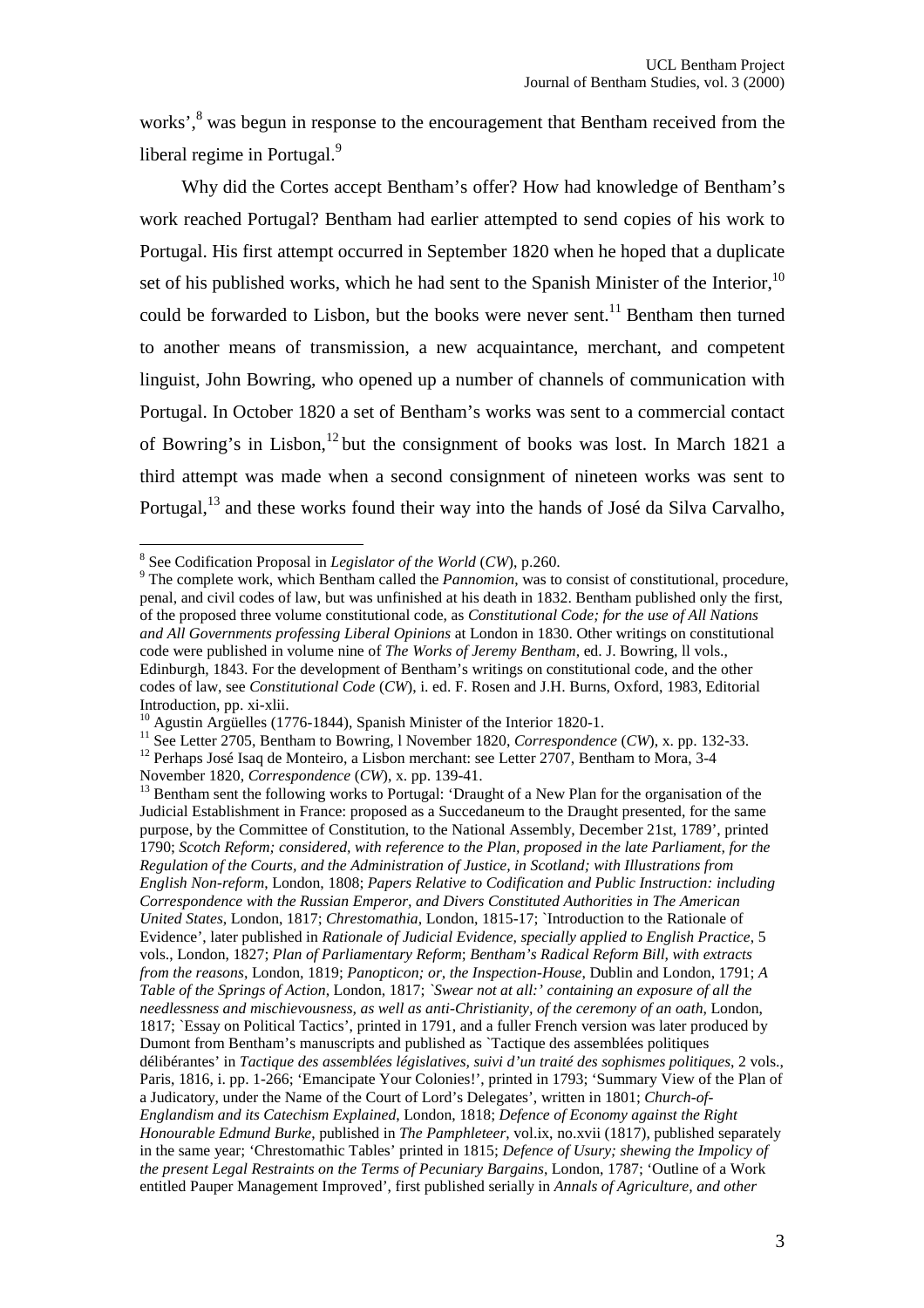works',[8] was begun in response to the encouragement that Bentham received from the liberal regime in Portugal.[9]

Why did the Cortes accept Bentham's offer? How had knowledge of Bentham's work reached Portugal? Bentham had earlier attempted to send copies of his work to Portugal. His first attempt occurred in September 1820 when he hoped that a duplicate set of his published works, which he had sent to the Spanish Minister of the Interior,[10] could be forwarded to Lisbon, but the books were never sent.[11] Bentham then turned to another means of transmission, a new acquaintance, merchant, and competent linguist, John Bowring, who opened up a number of channels of communication with Portugal. In October 1820 a set of Bentham's works was sent to a commercial contact of Bowring's in Lisbon,[12] but the consignment of books was lost. In March 1821 a third attempt was made when a second consignment of nineteen works was sent to Portugal,[13] and these works found their way into the hands of José da Silva Carvalho,

---

[8] See Codification Proposal in *Legislator of the World* (*CW*), p.260.

[9] The complete work, which Bentham called the *Pannomion*, was to consist of constitutional, procedure, penal, and civil codes of law, but was unfinished at his death in 1832. Bentham published only the first, of the proposed three volume constitutional code, as *Constitutional Code; for the use of All Nations and All Governments professing Liberal Opinions* at London in 1830. Other writings on constitutional code were published in volume nine of *The Works of Jeremy Bentham*, ed. J. Bowring, ll vols., Edinburgh, 1843. For the development of Bentham's writings on constitutional code, and the other codes of law, see *Constitutional Code* (*CW*), i. ed. F. Rosen and J.H. Burns, Oxford, 1983, Editorial Introduction, pp. xi-xlii.

[10] Agustin Argüelles (1776-1844), Spanish Minister of the Interior 1820-1.

[11] See Letter 2705, Bentham to Bowring, l November 1820, *Correspondence* (*CW*), x. pp. 132-33.

[12] Perhaps José Isaq de Monteiro, a Lisbon merchant: see Letter 2707, Bentham to Mora, 3-4 November 1820, *Correspondence* (*CW*), x. pp. 139-41.

[13] Bentham sent the following works to Portugal: 'Draught of a New Plan for the organisation of the Judicial Establishment in France: proposed as a Succedaneum to the Draught presented, for the same purpose, by the Committee of Constitution, to the National Assembly, December 21st, 1789', printed 1790; *Scotch Reform; considered, with reference to the Plan, proposed in the late Parliament, for the Regulation of the Courts, and the Administration of Justice, in Scotland; with Illustrations from English Non-reform*, London, 1808; *Papers Relative to Codification and Public Instruction: including Correspondence with the Russian Emperor, and Divers Constituted Authorities in The American United States*, London, 1817; *Chrestomathia*, London, 1815-17; `Introduction to the Rationale of Evidence', later published in *Rationale of Judicial Evidence, specially applied to English Practice*, 5 vols., London, 1827; *Plan of Parliamentary Reform*; *Bentham's Radical Reform Bill, with extracts from the reasons*, London, 1819; *Panopticon; or, the Inspection-House*, Dublin and London, 1791; *A Table of the Springs of Action*, London, 1817; *`Swear not at all:' containing an exposure of all the needlessness and mischievousness, as well as anti-Christianity, of the ceremony of an oath*, London, 1817; `Essay on Political Tactics', printed in 1791, and a fuller French version was later produced by Dumont from Bentham's manuscripts and published as `Tactique des assemblées politiques délibérantes' in *Tactique des assemblées législatives, suivi d'un traité des sophismes politiques*, 2 vols., Paris, 1816, i. pp. 1-266; 'Emancipate Your Colonies!', printed in 1793; 'Summary View of the Plan of a Judicatory, under the Name of the Court of Lord's Delegates', written in 1801; *Church-of-Englandism and its Catechism Explained*, London, 1818; *Defence of Economy against the Right Honourable Edmund Burke*, published in *The Pamphleteer*, vol.ix, no.xvii (1817), published separately in the same year; 'Chrestomathic Tables' printed in 1815; *Defence of Usury; shewing the Impolicy of the present Legal Restraints on the Terms of Pecuniary Bargains*, London, 1787; 'Outline of a Work entitled Pauper Management Improved', first published serially in *Annals of Agriculture, and other*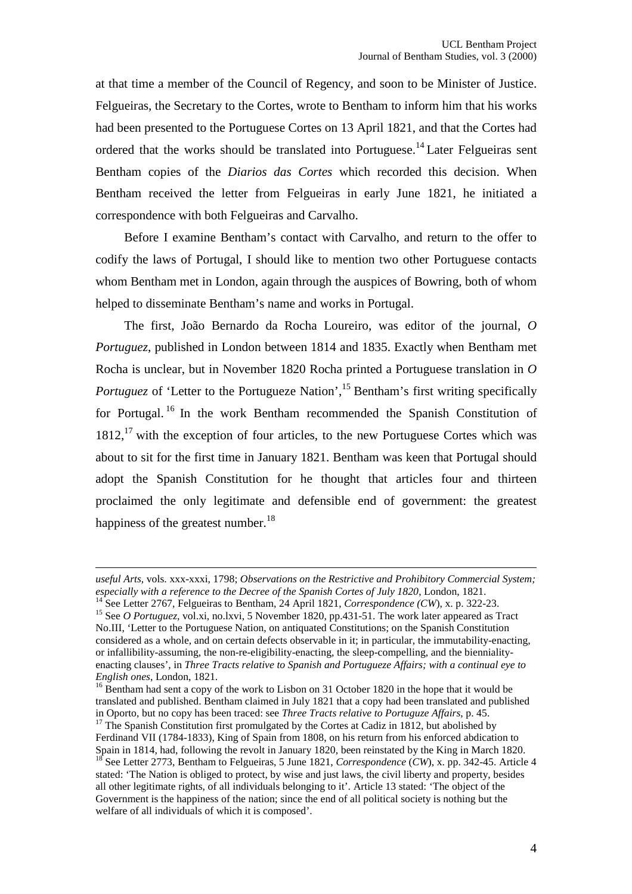at that time a member of the Council of Regency, and soon to be Minister of Justice. Felgueiras, the Secretary to the Cortes, wrote to Bentham to inform him that his works had been presented to the Portuguese Cortes on 13 April 1821, and that the Cortes had ordered that the works should be translated into Portuguese.[14] Later Felgueiras sent Bentham copies of the *Diarios das Cortes* which recorded this decision. When Bentham received the letter from Felgueiras in early June 1821, he initiated a correspondence with both Felgueiras and Carvalho.

Before I examine Bentham's contact with Carvalho, and return to the offer to codify the laws of Portugal, I should like to mention two other Portuguese contacts whom Bentham met in London, again through the auspices of Bowring, both of whom helped to disseminate Bentham's name and works in Portugal.

The first, João Bernardo da Rocha Loureiro, was editor of the journal, *O Portuguez*, published in London between 1814 and 1835. Exactly when Bentham met Rocha is unclear, but in November 1820 Rocha printed a Portuguese translation in *O Portuguez* of 'Letter to the Portugueze Nation',[15] Bentham's first writing specifically for Portugal.[16] In the work Bentham recommended the Spanish Constitution of 1812,[17] with the exception of four articles, to the new Portuguese Cortes which was about to sit for the first time in January 1821. Bentham was keen that Portugal should adopt the Spanish Constitution for he thought that articles four and thirteen proclaimed the only legitimate and defensible end of government: the greatest happiness of the greatest number.[18]

---

*useful Arts*, vols. xxx-xxxi, 1798; *Observations on the Restrictive and Prohibitory Commercial System; especially with a reference to the Decree of the Spanish Cortes of July 1820*, London, 1821.

[14] See Letter 2767, Felgueiras to Bentham, 24 April 1821, *Correspondence (CW)*, x. p. 322-23.

[15] See *O Portuguez*, vol.xi, no.lxvi, 5 November 1820, pp.431-51. The work later appeared as Tract No.III, 'Letter to the Portuguese Nation, on antiquated Constitutions; on the Spanish Constitution considered as a whole, and on certain defects observable in it; in particular, the immutability-enacting, or infallibility-assuming, the non-re-eligibility-enacting, the sleep-compelling, and the bienniality-enacting clauses', in *Three Tracts relative to Spanish and Portugueze Affairs; with a continual eye to English ones*, London, 1821.

[16] Bentham had sent a copy of the work to Lisbon on 31 October 1820 in the hope that it would be translated and published. Bentham claimed in July 1821 that a copy had been translated and published in Oporto, but no copy has been traced: see *Three Tracts relative to Portuguze Affairs*, p. 45.

[17] The Spanish Constitution first promulgated by the Cortes at Cadiz in 1812, but abolished by Ferdinand VII (1784-1833), King of Spain from 1808, on his return from his enforced abdication to Spain in 1814, had, following the revolt in January 1820, been reinstated by the King in March 1820.

[18] See Letter 2773, Bentham to Felgueiras, 5 June 1821, *Correspondence* (*CW*), x. pp. 342-45. Article 4 stated: 'The Nation is obliged to protect, by wise and just laws, the civil liberty and property, besides all other legitimate rights, of all individuals belonging to it'. Article 13 stated: 'The object of the Government is the happiness of the nation; since the end of all political society is nothing but the welfare of all individuals of which it is composed'.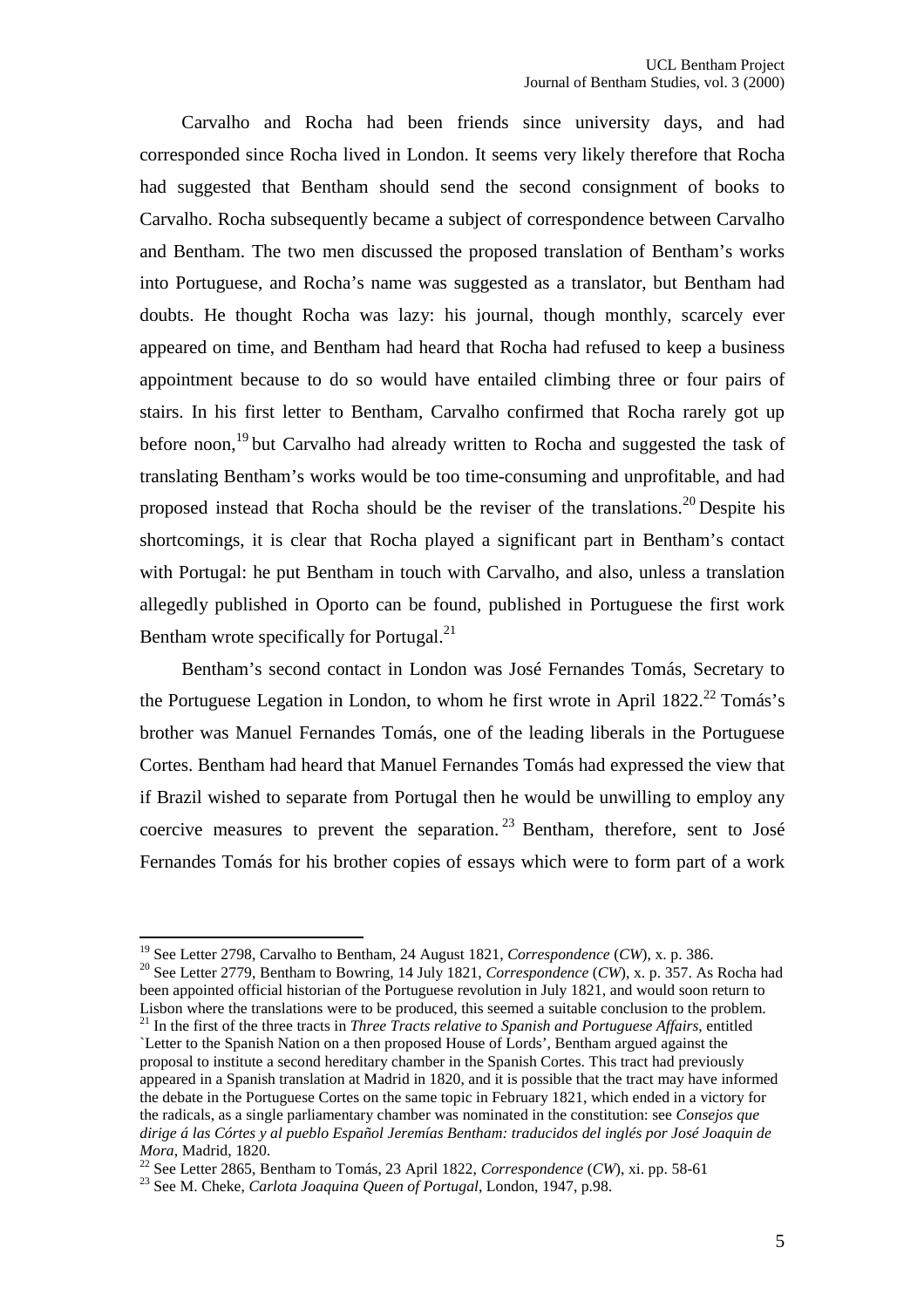Carvalho and Rocha had been friends since university days, and had corresponded since Rocha lived in London. It seems very likely therefore that Rocha had suggested that Bentham should send the second consignment of books to Carvalho. Rocha subsequently became a subject of correspondence between Carvalho and Bentham. The two men discussed the proposed translation of Bentham's works into Portuguese, and Rocha's name was suggested as a translator, but Bentham had doubts. He thought Rocha was lazy: his journal, though monthly, scarcely ever appeared on time, and Bentham had heard that Rocha had refused to keep a business appointment because to do so would have entailed climbing three or four pairs of stairs. In his first letter to Bentham, Carvalho confirmed that Rocha rarely got up before noon,[19] but Carvalho had already written to Rocha and suggested the task of translating Bentham's works would be too time-consuming and unprofitable, and had proposed instead that Rocha should be the reviser of the translations.[20] Despite his shortcomings, it is clear that Rocha played a significant part in Bentham's contact with Portugal: he put Bentham in touch with Carvalho, and also, unless a translation allegedly published in Oporto can be found, published in Portuguese the first work Bentham wrote specifically for Portugal.[21]

Bentham's second contact in London was José Fernandes Tomás, Secretary to the Portuguese Legation in London, to whom he first wrote in April 1822.[22] Tomás's brother was Manuel Fernandes Tomás, one of the leading liberals in the Portuguese Cortes. Bentham had heard that Manuel Fernandes Tomás had expressed the view that if Brazil wished to separate from Portugal then he would be unwilling to employ any coercive measures to prevent the separation.[23] Bentham, therefore, sent to José Fernandes Tomás for his brother copies of essays which were to form part of a work

---

[19] See Letter 2798, Carvalho to Bentham, 24 August 1821, *Correspondence* (*CW*), x. p. 386.

[20] See Letter 2779, Bentham to Bowring, 14 July 1821, *Correspondence* (*CW*), x. p. 357. As Rocha had been appointed official historian of the Portuguese revolution in July 1821, and would soon return to Lisbon where the translations were to be produced, this seemed a suitable conclusion to the problem.

[21] In the first of the three tracts in *Three Tracts relative to Spanish and Portuguese Affairs*, entitled `Letter to the Spanish Nation on a then proposed House of Lords', Bentham argued against the proposal to institute a second hereditary chamber in the Spanish Cortes. This tract had previously appeared in a Spanish translation at Madrid in 1820, and it is possible that the tract may have informed the debate in the Portuguese Cortes on the same topic in February 1821, which ended in a victory for the radicals, as a single parliamentary chamber was nominated in the constitution: see *Consejos que dirige á las Córtes y al pueblo Español Jeremías Bentham: traducidos del inglés por José Joaquin de Mora*, Madrid, 1820.

[22] See Letter 2865, Bentham to Tomás, 23 April 1822, *Correspondence* (*CW*), xi. pp. 58-61

[23] See M. Cheke, *Carlota Joaquina Queen of Portugal*, London, 1947, p.98.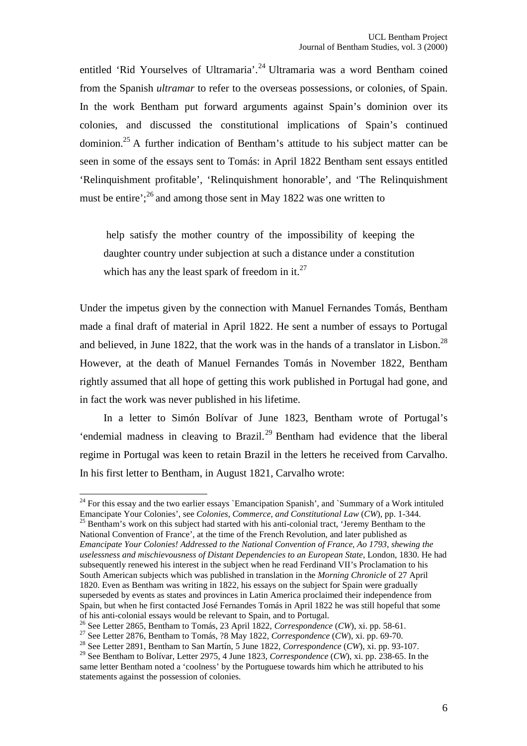entitled 'Rid Yourselves of Ultramaria'.[24] Ultramaria was a word Bentham coined from the Spanish *ultramar* to refer to the overseas possessions, or colonies, of Spain. In the work Bentham put forward arguments against Spain's dominion over its colonies, and discussed the constitutional implications of Spain's continued dominion.[25] A further indication of Bentham's attitude to his subject matter can be seen in some of the essays sent to Tomás: in April 1822 Bentham sent essays entitled 'Relinquishment profitable', 'Relinquishment honorable', and 'The Relinquishment must be entire';[26] and among those sent in May 1822 was one written to

> help satisfy the mother country of the impossibility of keeping the daughter country under subjection at such a distance under a constitution which has any the least spark of freedom in it.[27]

Under the impetus given by the connection with Manuel Fernandes Tomás, Bentham made a final draft of material in April 1822. He sent a number of essays to Portugal and believed, in June 1822, that the work was in the hands of a translator in Lisbon.[28] However, at the death of Manuel Fernandes Tomás in November 1822, Bentham rightly assumed that all hope of getting this work published in Portugal had gone, and in fact the work was never published in his lifetime.

In a letter to Simón Bolívar of June 1823, Bentham wrote of Portugal's 'endemial madness in cleaving to Brazil.[29] Bentham had evidence that the liberal regime in Portugal was keen to retain Brazil in the letters he received from Carvalho. In his first letter to Bentham, in August 1821, Carvalho wrote:

---

[24] For this essay and the two earlier essays `Emancipation Spanish', and `Summary of a Work intituled Emancipate Your Colonies', see *Colonies, Commerce, and Constitutional Law* (*CW*), pp. 1-344.

[25] Bentham's work on this subject had started with his anti-colonial tract, 'Jeremy Bentham to the National Convention of France', at the time of the French Revolution, and later published as *Emancipate Your Colonies! Addressed to the National Convention of France, Ao 1793, shewing the uselessness and mischievousness of Distant Dependencies to an European State*, London, 1830. He had subsequently renewed his interest in the subject when he read Ferdinand VII's Proclamation to his South American subjects which was published in translation in the *Morning Chronicle* of 27 April 1820. Even as Bentham was writing in 1822, his essays on the subject for Spain were gradually superseded by events as states and provinces in Latin America proclaimed their independence from Spain, but when he first contacted José Fernandes Tomás in April 1822 he was still hopeful that some of his anti-colonial essays would be relevant to Spain, and to Portugal.

[26] See Letter 2865, Bentham to Tomás, 23 April 1822, *Correspondence* (*CW*), xi. pp. 58-61.

[27] See Letter 2876, Bentham to Tomás, ?8 May 1822, *Correspondence* (*CW*), xi. pp. 69-70.

[28] See Letter 2891, Bentham to San Martín, 5 June 1822, *Correspondence* (*CW*), xi. pp. 93-107.

[29] See Bentham to Bolívar, Letter 2975, 4 June 1823, *Correspondence* (*CW*), xi. pp. 238-65. In the same letter Bentham noted a 'coolness' by the Portuguese towards him which he attributed to his statements against the possession of colonies.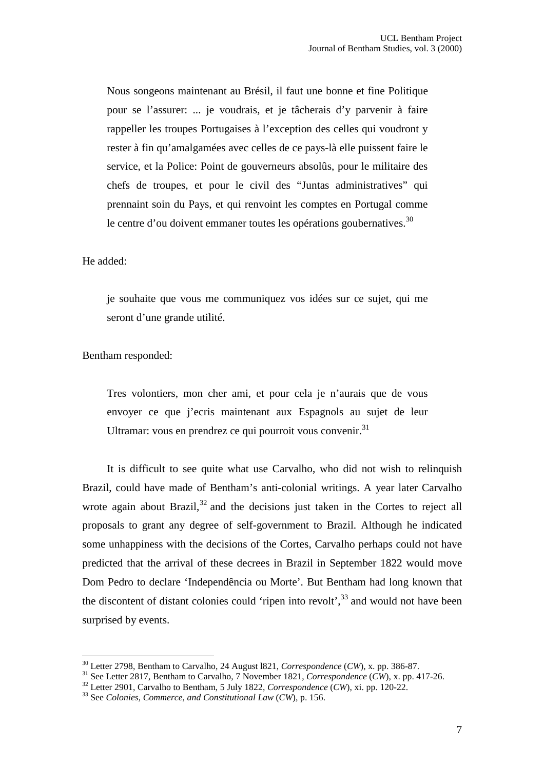> Nous songeons maintenant au Brésil, il faut une bonne et fine Politique pour se l'assurer: ... je voudrais, et je tâcherais d'y parvenir à faire rappeller les troupes Portugaises à l'exception des celles qui voudront y rester à fin qu'amalgamées avec celles de ce pays-là elle puissent faire le service, et la Police: Point de gouverneurs absolûs, pour le militaire des chefs de troupes, et pour le civil des "Juntas administratives" qui prennaint soin du Pays, et qui renvoint les comptes en Portugal comme le centre d'ou doivent emmaner toutes les opérations goubernatives.[30]

He added:

> je souhaite que vous me communiquez vos idées sur ce sujet, qui me seront d'une grande utilité.

Bentham responded:

> Tres volontiers, mon cher ami, et pour cela je n'aurais que de vous envoyer ce que j'ecris maintenant aux Espagnols au sujet de leur Ultramar: vous en prendrez ce qui pourroit vous convenir.[31]

It is difficult to see quite what use Carvalho, who did not wish to relinquish Brazil, could have made of Bentham's anti-colonial writings. A year later Carvalho wrote again about Brazil,[32] and the decisions just taken in the Cortes to reject all proposals to grant any degree of self-government to Brazil. Although he indicated some unhappiness with the decisions of the Cortes, Carvalho perhaps could not have predicted that the arrival of these decrees in Brazil in September 1822 would move Dom Pedro to declare 'Independência ou Morte'. But Bentham had long known that the discontent of distant colonies could 'ripen into revolt',[33] and would not have been surprised by events.

---

[30] Letter 2798, Bentham to Carvalho, 24 August l821, *Correspondence* (*CW*), x. pp. 386-87.

[31] See Letter 2817, Bentham to Carvalho, 7 November 1821, *Correspondence* (*CW*), x. pp. 417-26.

[32] Letter 2901, Carvalho to Bentham, 5 July 1822, *Correspondence* (*CW*), xi. pp. 120-22.

[33] See *Colonies, Commerce, and Constitutional Law* (*CW*), p. 156.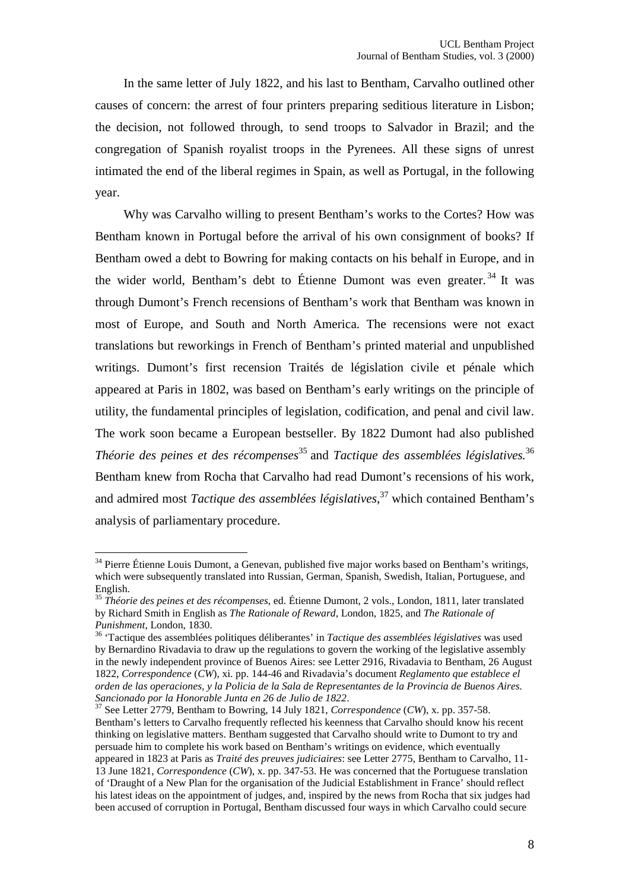In the same letter of July 1822, and his last to Bentham, Carvalho outlined other causes of concern: the arrest of four printers preparing seditious literature in Lisbon; the decision, not followed through, to send troops to Salvador in Brazil; and the congregation of Spanish royalist troops in the Pyrenees. All these signs of unrest intimated the end of the liberal regimes in Spain, as well as Portugal, in the following year.

Why was Carvalho willing to present Bentham's works to the Cortes? How was Bentham known in Portugal before the arrival of his own consignment of books? If Bentham owed a debt to Bowring for making contacts on his behalf in Europe, and in the wider world, Bentham's debt to Étienne Dumont was even greater.[34] It was through Dumont's French recensions of Bentham's work that Bentham was known in most of Europe, and South and North America. The recensions were not exact translations but reworkings in French of Bentham's printed material and unpublished writings. Dumont's first recension Traités de législation civile et pénale which appeared at Paris in 1802, was based on Bentham's early writings on the principle of utility, the fundamental principles of legislation, codification, and penal and civil law. The work soon became a European bestseller. By 1822 Dumont had also published *Théorie des peines et des récompenses*[35] and *Tactique des assemblées législatives.*[36] Bentham knew from Rocha that Carvalho had read Dumont's recensions of his work, and admired most *Tactique des assemblées législatives*,[37] which contained Bentham's analysis of parliamentary procedure.

---

[34] Pierre Étienne Louis Dumont, a Genevan, published five major works based on Bentham's writings, which were subsequently translated into Russian, German, Spanish, Swedish, Italian, Portuguese, and English.

[35] *Théorie des peines et des récompenses*, ed. Étienne Dumont, 2 vols., London, 1811, later translated by Richard Smith in English as *The Rationale of Reward*, London, 1825, and *The Rationale of Punishment*, London, 1830.

[36] 'Tactique des assemblées politiques déliberantes' in *Tactique des assemblées législatives* was used by Bernardino Rivadavia to draw up the regulations to govern the working of the legislative assembly in the newly independent province of Buenos Aires: see Letter 2916, Rivadavia to Bentham, 26 August 1822, *Correspondence* (*CW*), xi. pp. 144-46 and Rivadavia's document *Reglamento que establece el orden de las operaciones, y la Policia de la Sala de Representantes de la Provincia de Buenos Aires. Sancionado por la Honorable Junta en 26 de Julio de 1822*.

[37] See Letter 2779, Bentham to Bowring, 14 July 1821, *Correspondence* (*CW*), x. pp. 357-58. Bentham's letters to Carvalho frequently reflected his keenness that Carvalho should know his recent thinking on legislative matters. Bentham suggested that Carvalho should write to Dumont to try and persuade him to complete his work based on Bentham's writings on evidence, which eventually appeared in 1823 at Paris as *Traité des preuves judiciaires*: see Letter 2775, Bentham to Carvalho, 11-13 June 1821, *Correspondence* (*CW*), x. pp. 347-53. He was concerned that the Portuguese translation of 'Draught of a New Plan for the organisation of the Judicial Establishment in France' should reflect his latest ideas on the appointment of judges, and, inspired by the news from Rocha that six judges had been accused of corruption in Portugal, Bentham discussed four ways in which Carvalho could secure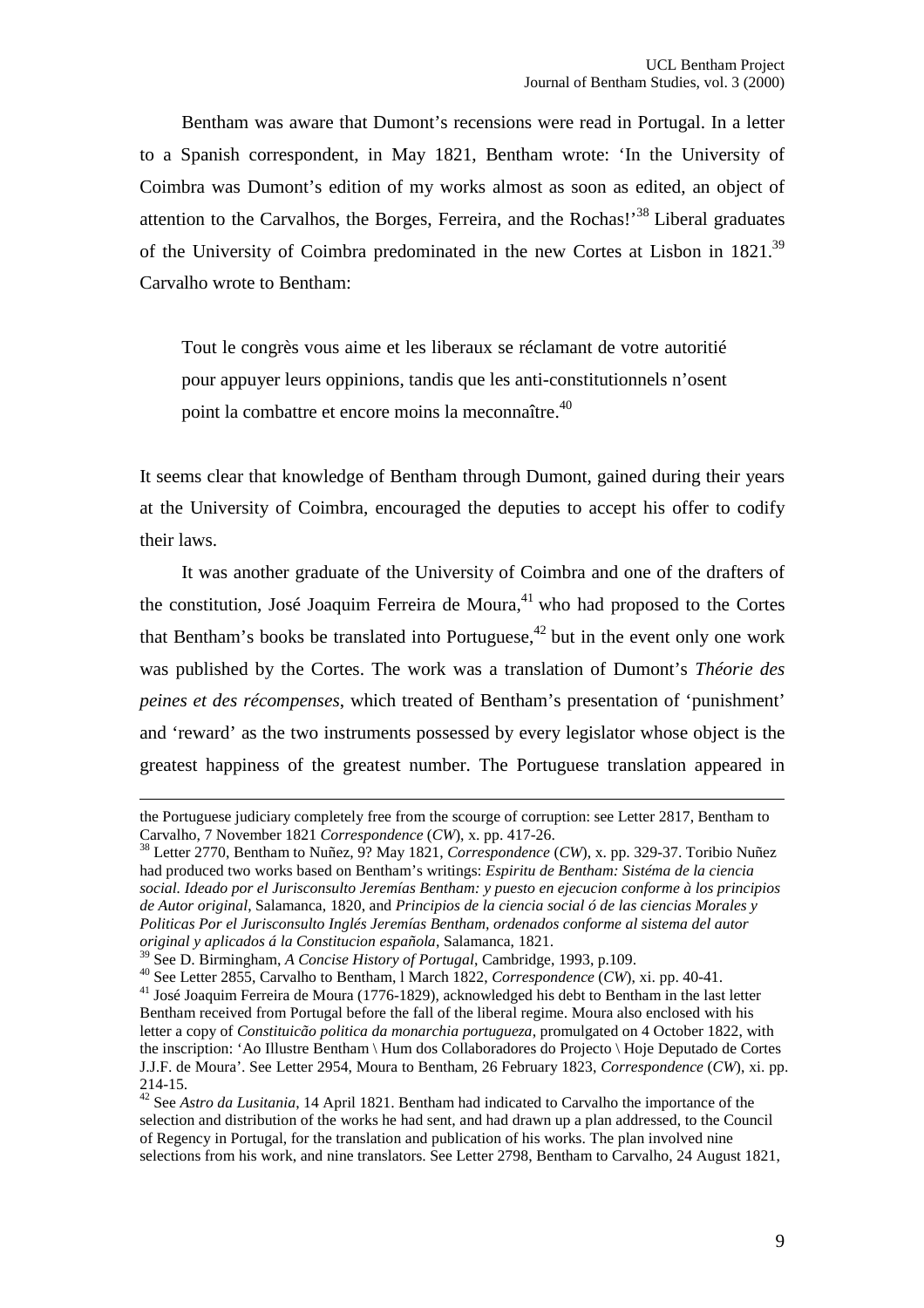Bentham was aware that Dumont's recensions were read in Portugal. In a letter to a Spanish correspondent, in May 1821, Bentham wrote: 'In the University of Coimbra was Dumont's edition of my works almost as soon as edited, an object of attention to the Carvalhos, the Borges, Ferreira, and the Rochas!'[38] Liberal graduates of the University of Coimbra predominated in the new Cortes at Lisbon in 1821.[39] Carvalho wrote to Bentham:

> Tout le congrès vous aime et les liberaux se réclamant de votre autoritié pour appuyer leurs oppinions, tandis que les anti-constitutionnels n'osent point la combattre et encore moins la meconnaître.[40]

It seems clear that knowledge of Bentham through Dumont, gained during their years at the University of Coimbra, encouraged the deputies to accept his offer to codify their laws.

It was another graduate of the University of Coimbra and one of the drafters of the constitution, José Joaquim Ferreira de Moura,[41] who had proposed to the Cortes that Bentham's books be translated into Portuguese,[42] but in the event only one work was published by the Cortes. The work was a translation of Dumont's *Théorie des peines et des récompenses*, which treated of Bentham's presentation of 'punishment' and 'reward' as the two instruments possessed by every legislator whose object is the greatest happiness of the greatest number. The Portuguese translation appeared in

---

the Portuguese judiciary completely free from the scourge of corruption: see Letter 2817, Bentham to Carvalho, 7 November 1821 *Correspondence* (*CW*), x. pp. 417-26.

[38] Letter 2770, Bentham to Nuñez, 9? May 1821, *Correspondence* (*CW*), x. pp. 329-37. Toribio Nuñez had produced two works based on Bentham's writings: *Espiritu de Bentham: Sistéma de la ciencia social. Ideado por el Jurisconsulto Jeremías Bentham: y puesto en ejecucion conforme à los principios de Autor original*, Salamanca, 1820, and *Principios de la ciencia social ó de las ciencias Morales y Politicas Por el Jurisconsulto Inglés Jeremías Bentham, ordenados conforme al sistema del autor original y aplicados á la Constitucion española*, Salamanca, 1821.

[39] See D. Birmingham, *A Concise History of Portugal*, Cambridge, 1993, p.109.

[40] See Letter 2855, Carvalho to Bentham, l March 1822, *Correspondence* (*CW*), xi. pp. 40-41.

[41] José Joaquim Ferreira de Moura (1776-1829), acknowledged his debt to Bentham in the last letter Bentham received from Portugal before the fall of the liberal regime. Moura also enclosed with his letter a copy of *Constituicão politica da monarchia portugueza*, promulgated on 4 October 1822, with the inscription: 'Ao Illustre Bentham \ Hum dos Collaboradores do Projecto \ Hoje Deputado de Cortes J.J.F. de Moura'. See Letter 2954, Moura to Bentham, 26 February 1823, *Correspondence* (*CW*), xi. pp. 214-15.

[42] See *Astro da Lusitania*, 14 April 1821. Bentham had indicated to Carvalho the importance of the selection and distribution of the works he had sent, and had drawn up a plan addressed, to the Council of Regency in Portugal, for the translation and publication of his works. The plan involved nine selections from his work, and nine translators. See Letter 2798, Bentham to Carvalho, 24 August 1821,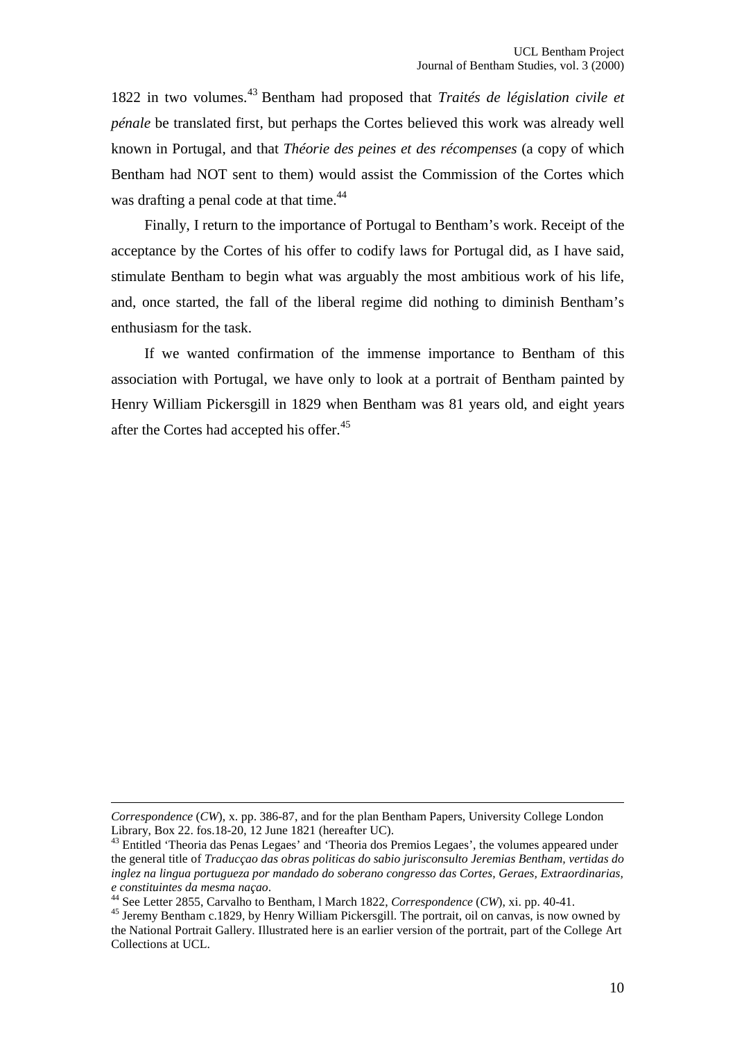1822 in two volumes.[43] Bentham had proposed that *Traités de législation civile et pénale* be translated first, but perhaps the Cortes believed this work was already well known in Portugal, and that *Théorie des peines et des récompenses* (a copy of which Bentham had NOT sent to them) would assist the Commission of the Cortes which was drafting a penal code at that time.[44]

Finally, I return to the importance of Portugal to Bentham's work. Receipt of the acceptance by the Cortes of his offer to codify laws for Portugal did, as I have said, stimulate Bentham to begin what was arguably the most ambitious work of his life, and, once started, the fall of the liberal regime did nothing to diminish Bentham's enthusiasm for the task.

If we wanted confirmation of the immense importance to Bentham of this association with Portugal, we have only to look at a portrait of Bentham painted by Henry William Pickersgill in 1829 when Bentham was 81 years old, and eight years after the Cortes had accepted his offer.[45]

---

*Correspondence* (*CW*), x. pp. 386-87, and for the plan Bentham Papers, University College London Library, Box 22. fos.18-20, 12 June 1821 (hereafter UC).

[43] Entitled 'Theoria das Penas Legaes' and 'Theoria dos Premios Legaes', the volumes appeared under the general title of *Traducçao das obras politicas do sabio jurisconsulto Jeremias Bentham, vertidas do inglez na lingua portugueza por mandado do soberano congresso das Cortes, Geraes, Extraordinarias, e constituintes da mesma naçao*.

[44] See Letter 2855, Carvalho to Bentham, l March 1822, *Correspondence* (*CW*), xi. pp. 40-41.

[45] Jeremy Bentham c.1829, by Henry William Pickersgill. The portrait, oil on canvas, is now owned by the National Portrait Gallery. Illustrated here is an earlier version of the portrait, part of the College Art Collections at UCL.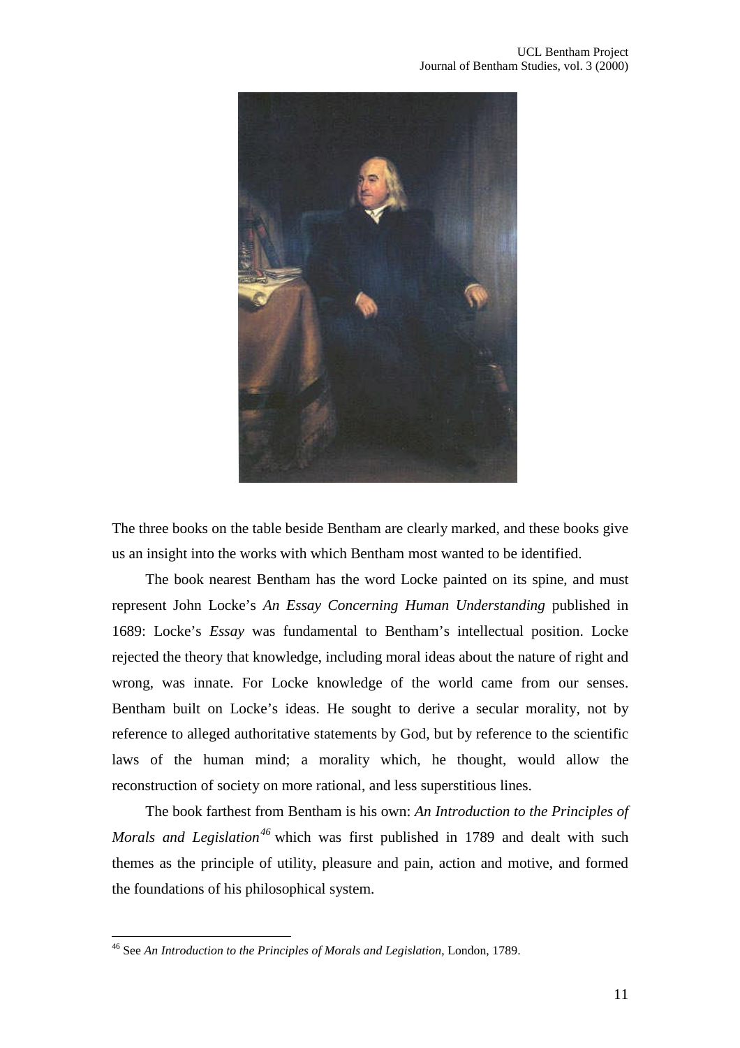The three books on the table beside Bentham are clearly marked, and these books give us an insight into the works with which Bentham most wanted to be identified.

The book nearest Bentham has the word Locke painted on its spine, and must represent John Locke's *An Essay Concerning Human Understanding* published in 1689: Locke's *Essay* was fundamental to Bentham's intellectual position. Locke rejected the theory that knowledge, including moral ideas about the nature of right and wrong, was innate. For Locke knowledge of the world came from our senses. Bentham built on Locke's ideas. He sought to derive a secular morality, not by reference to alleged authoritative statements by God, but by reference to the scientific laws of the human mind; a morality which, he thought, would allow the reconstruction of society on more rational, and less superstitious lines.

The book farthest from Bentham is his own: *An Introduction to the Principles of Morals and Legislation*[46] which was first published in 1789 and dealt with such themes as the principle of utility, pleasure and pain, action and motive, and formed the foundations of his philosophical system.

---

[46] See *An Introduction to the Principles of Morals and Legislation*, London, 1789.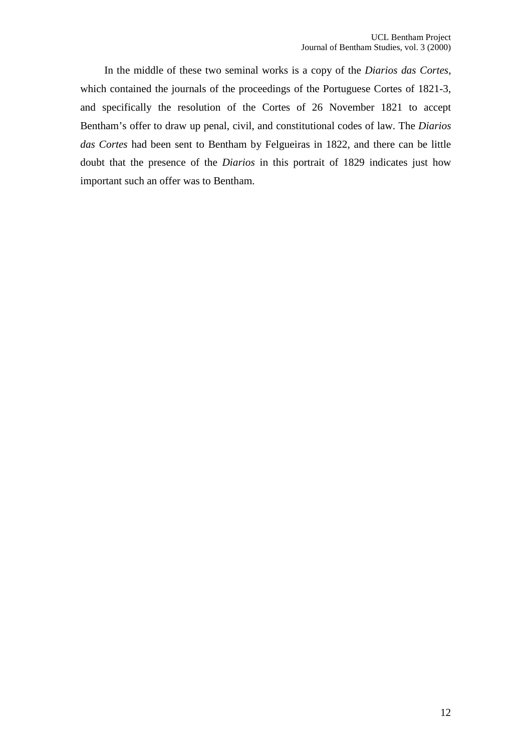In the middle of these two seminal works is a copy of the *Diarios das Cortes*, which contained the journals of the proceedings of the Portuguese Cortes of 1821-3, and specifically the resolution of the Cortes of 26 November 1821 to accept Bentham's offer to draw up penal, civil, and constitutional codes of law. The *Diarios das Cortes* had been sent to Bentham by Felgueiras in 1822, and there can be little doubt that the presence of the *Diarios* in this portrait of 1829 indicates just how important such an offer was to Bentham.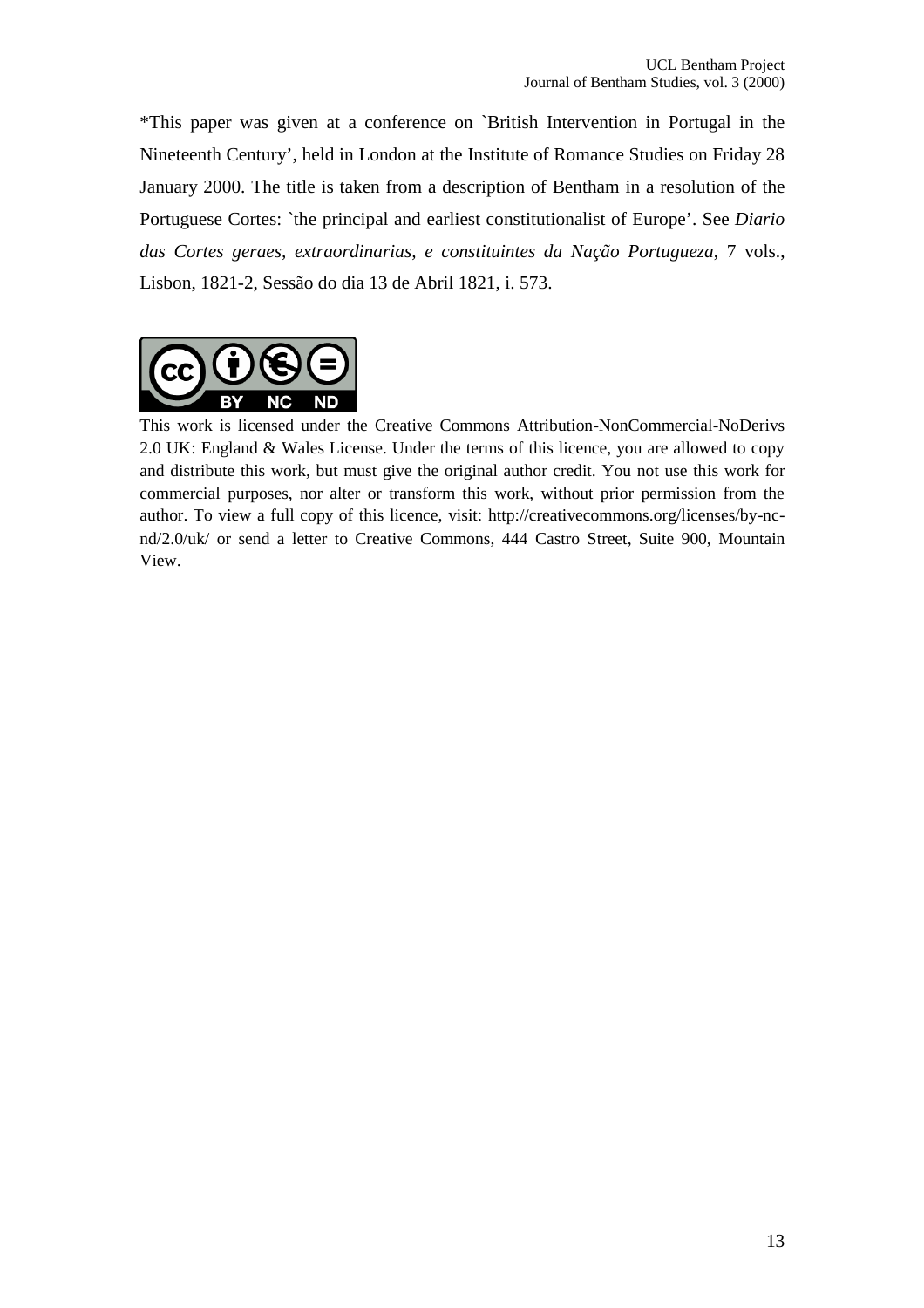*This paper was given at a conference on `British Intervention in Portugal in the Nineteenth Century', held in London at the Institute of Romance Studies on Friday 28 January 2000. The title is taken from a description of Bentham in a resolution of the Portuguese Cortes: `the principal and earliest constitutionalist of Europe'. See *Diario das Cortes geraes, extraordinarias, e constituintes da Nação Portugueza*, 7 vols., Lisbon, 1821-2, Sessão do dia 13 de Abril 1821, i. 573.

This work is licensed under the Creative Commons Attribution-NonCommercial-NoDerivs 2.0 UK: England & Wales License. Under the terms of this licence, you are allowed to copy and distribute this work, but must give the original author credit. You not use this work for commercial purposes, nor alter or transform this work, without prior permission from the author. To view a full copy of this licence, visit: http://creativecommons.org/licenses/by-nc-nd/2.0/uk/ or send a letter to Creative Commons, 444 Castro Street, Suite 900, Mountain View.